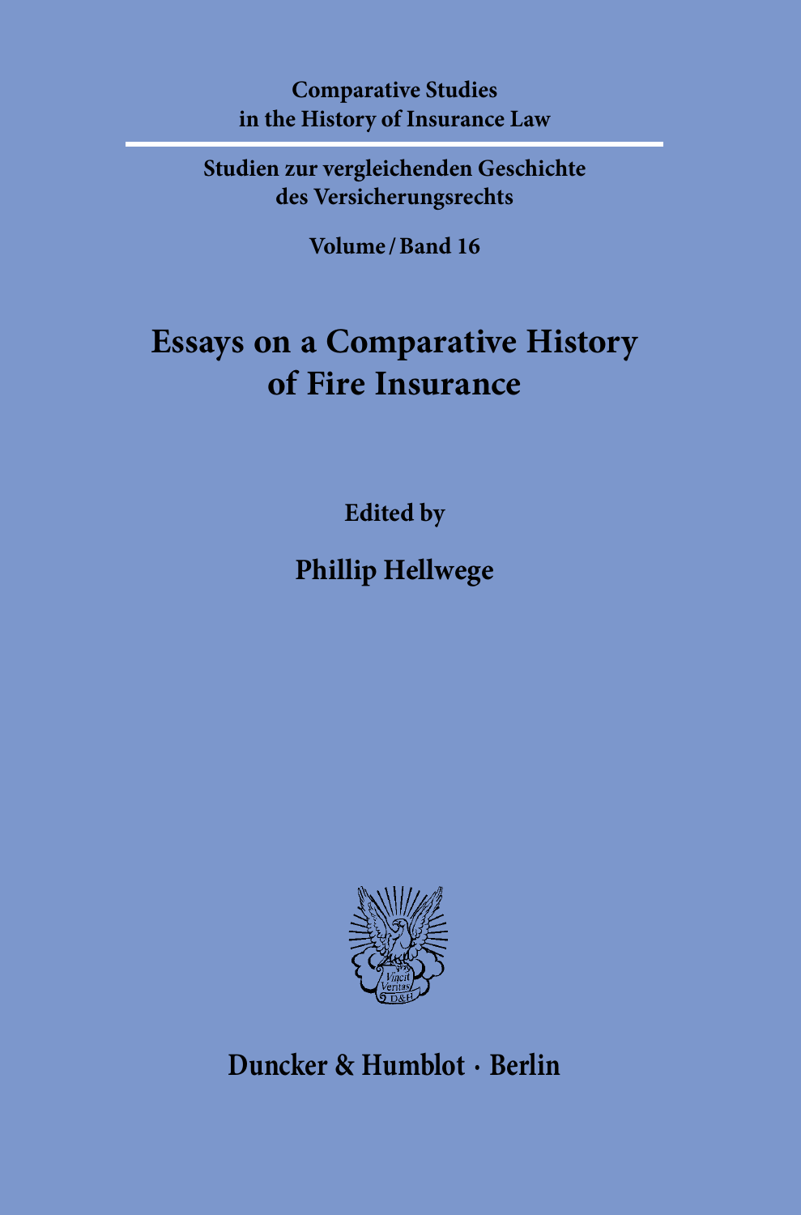**Comparative Studies in the History of Insurance Law**

**Studien zur vergleichenden Geschichte des Versicherungsrechts**

**Volume / Band 16**

# Essays on a Comparative History of Fire Insurance

**Edited by**

## Phillip Hellwege

**Duncker & Humblot · Berlin**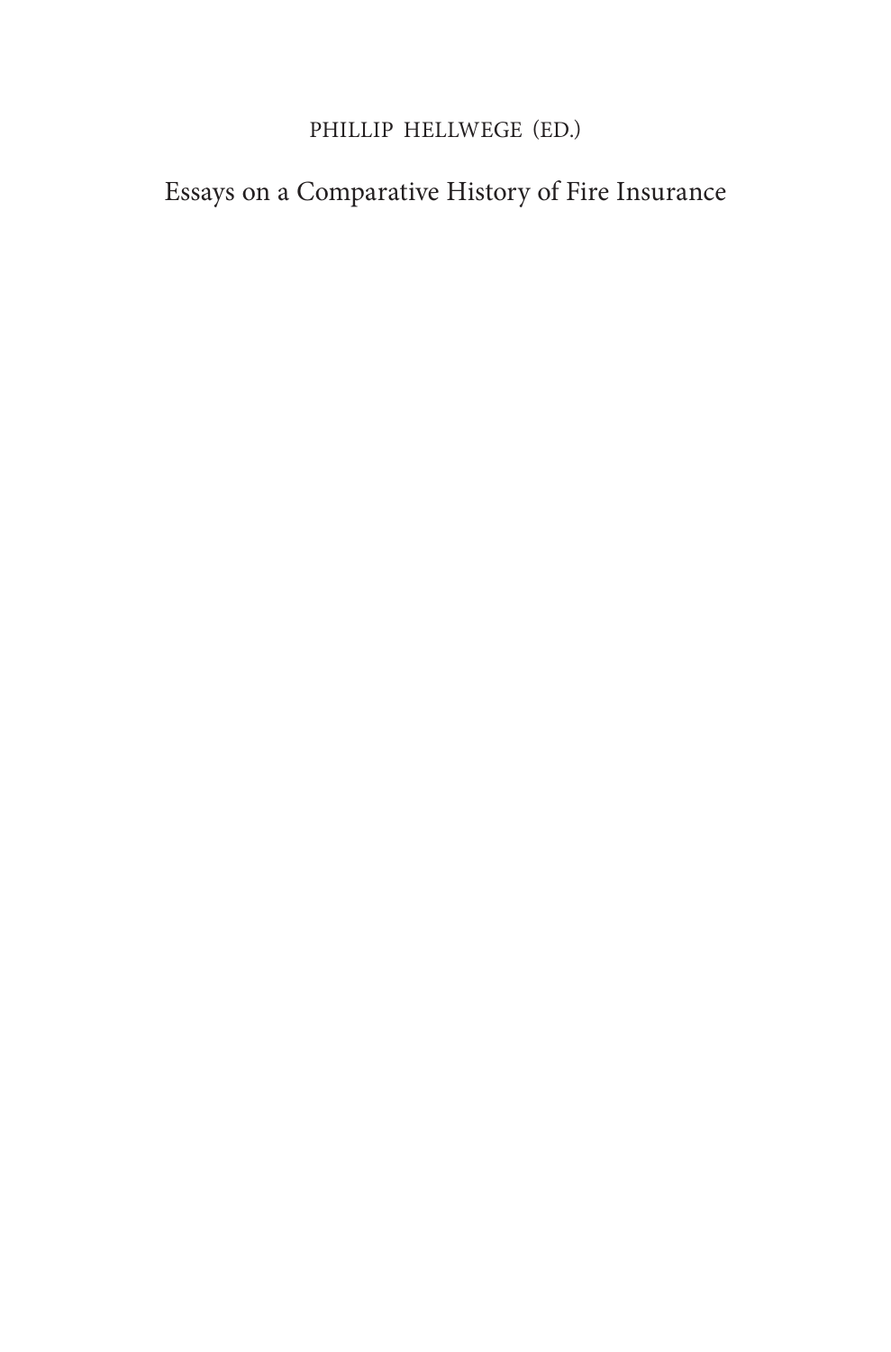PHILLIP HELLWEGE (ED.)

Essays on a Comparative History of Fire Insurance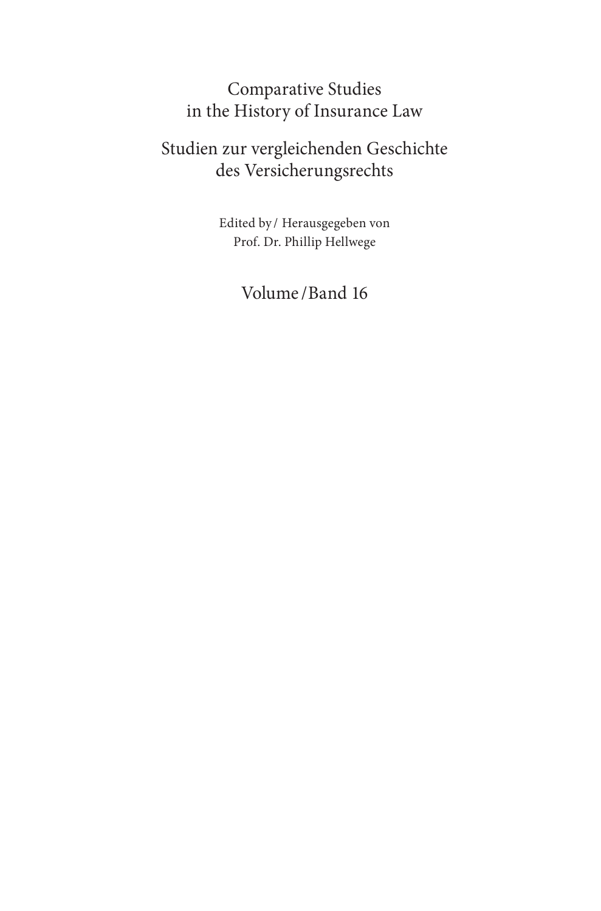# Comparative Studies in the History of Insurance Law

# Studien zur vergleichenden Geschichte des Versicherungsrechts

Edited by / Herausgegeben von
Prof. Dr. Phillip Hellwege

Volume / Band 16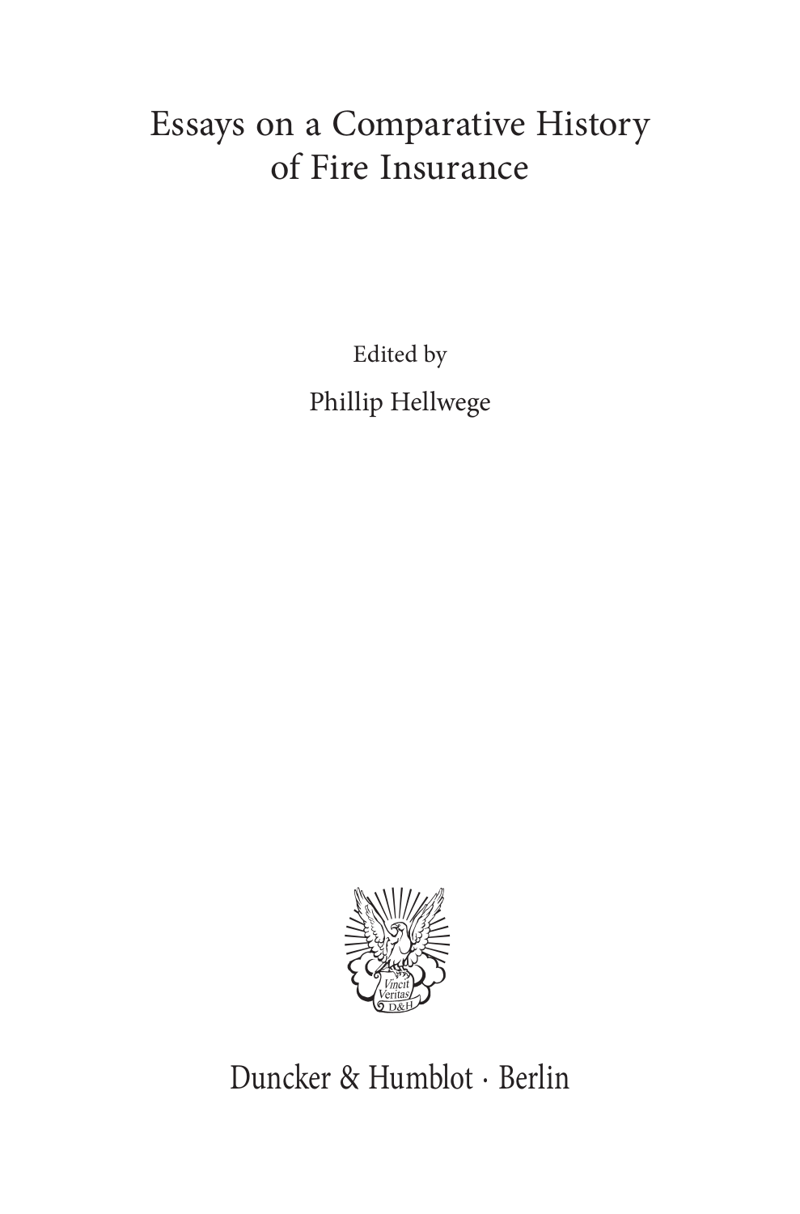# Essays on a Comparative History of Fire Insurance

Edited by

Phillip Hellwege

Duncker & Humblot · Berlin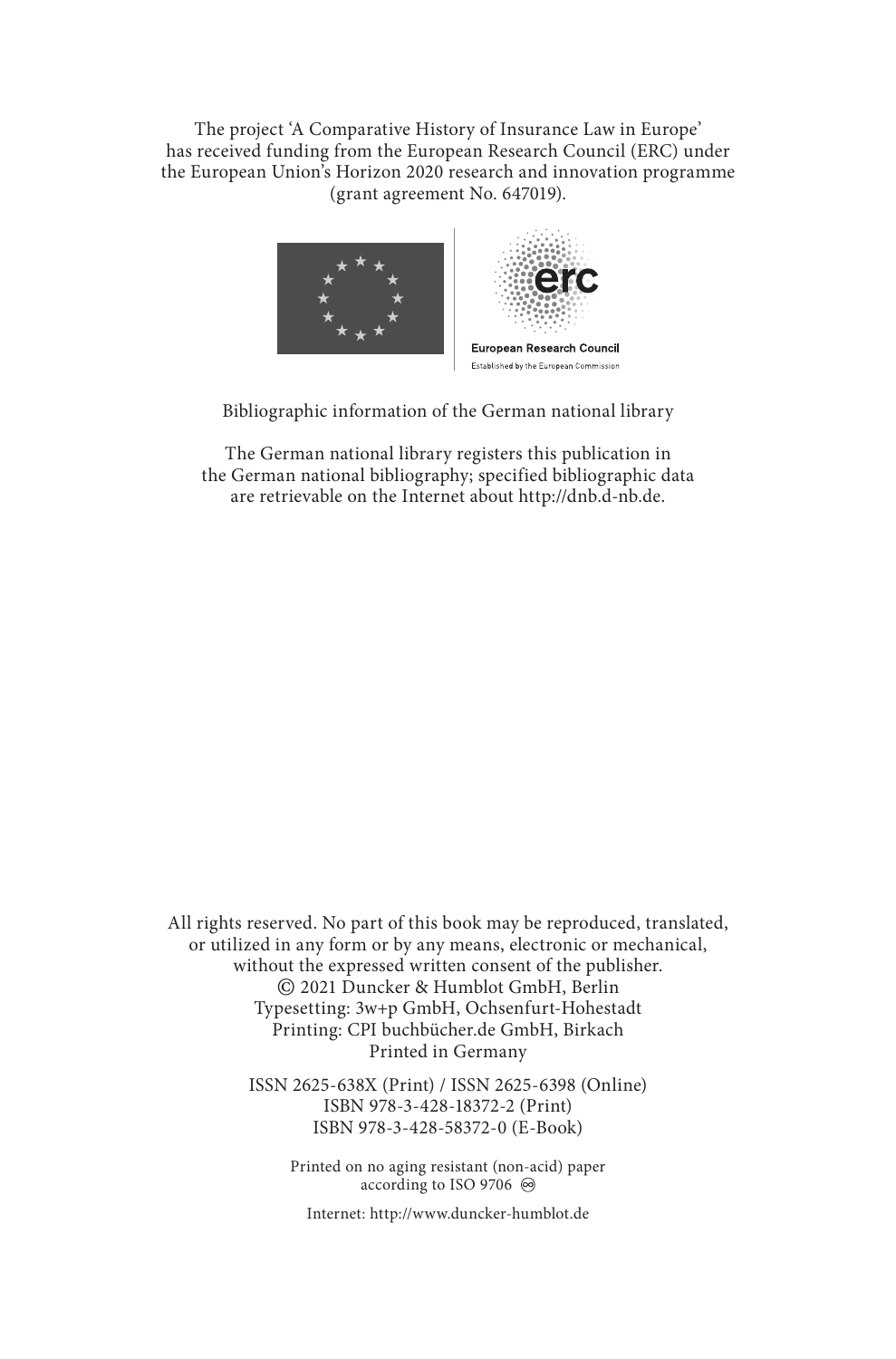The project 'A Comparative History of Insurance Law in Europe' has received funding from the European Research Council (ERC) under the European Union's Horizon 2020 research and innovation programme (grant agreement No. 647019).

European Research Council
Established by the European Commission

Bibliographic information of the German national library

The German national library registers this publication in the German national bibliography; specified bibliographic data are retrievable on the Internet about http://dnb.d-nb.de.

All rights reserved. No part of this book may be reproduced, translated, or utilized in any form or by any means, electronic or mechanical, without the expressed written consent of the publisher.
© 2021 Duncker & Humblot GmbH, Berlin
Typesetting: 3w+p GmbH, Ochsenfurt-Hohestadt
Printing: CPI buchbücher.de GmbH, Birkach
Printed in Germany

ISSN 2625-638X (Print) / ISSN 2625-6398 (Online)
ISBN 978-3-428-18372-2 (Print)
ISBN 978-3-428-58372-0 (E-Book)

Printed on no aging resistant (non-acid) paper according to ISO 9706 ♾

Internet: http://www.duncker-humblot.de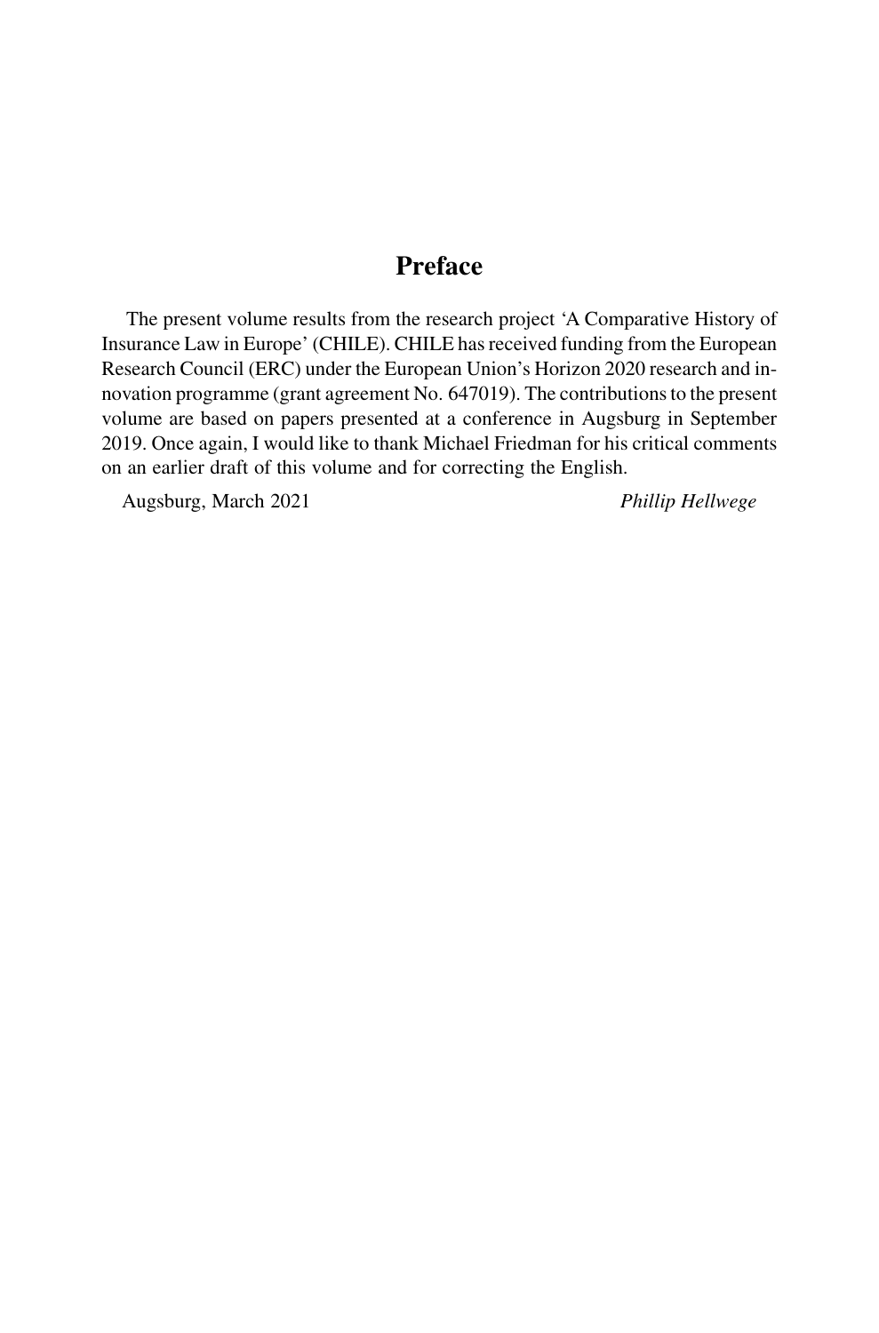# Preface

The present volume results from the research project 'A Comparative History of Insurance Law in Europe' (CHILE). CHILE has received funding from the European Research Council (ERC) under the European Union's Horizon 2020 research and innovation programme (grant agreement No. 647019). The contributions to the present volume are based on papers presented at a conference in Augsburg in September 2019. Once again, I would like to thank Michael Friedman for his critical comments on an earlier draft of this volume and for correcting the English.

Augsburg, March 2021 *Phillip Hellwege*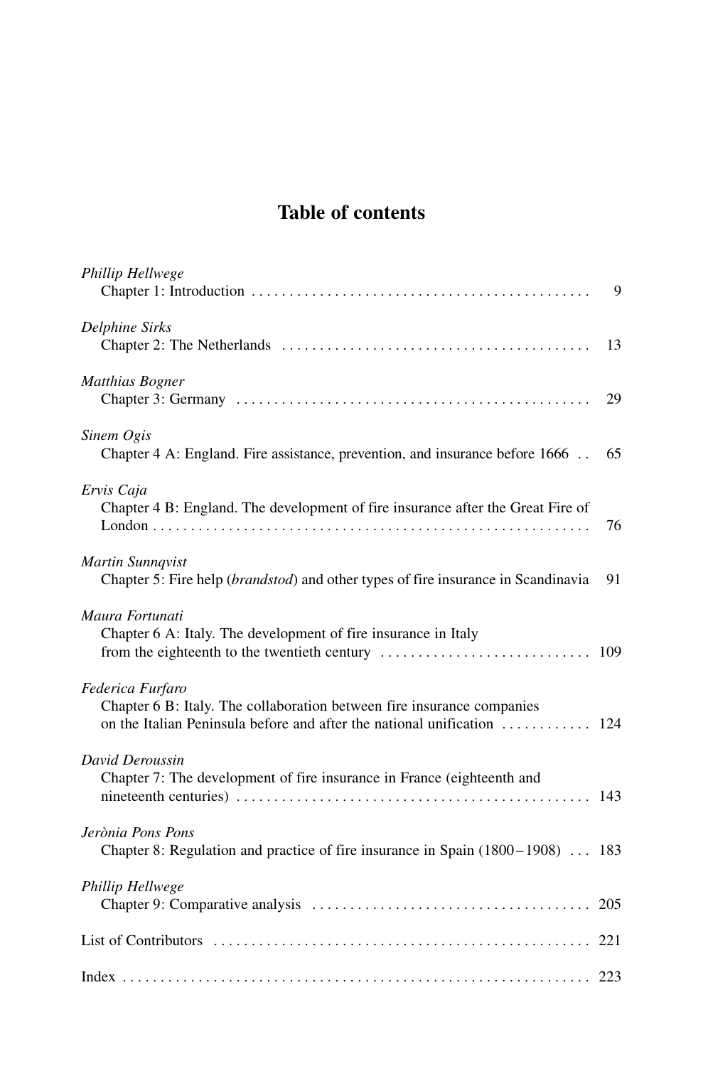# Table of contents

*Phillip Hellwege*
Chapter 1: Introduction . . . . . . . . . . . . . . . . . . . . . . . . . . . . . . . . . . . . . . . . . . . . . . 9

*Delphine Sirks*
Chapter 2: The Netherlands . . . . . . . . . . . . . . . . . . . . . . . . . . . . . . . . . . . . . . . . . 13

*Matthias Bogner*
Chapter 3: Germany . . . . . . . . . . . . . . . . . . . . . . . . . . . . . . . . . . . . . . . . . . . . . . . 29

*Sinem Ogis*
Chapter 4 A: England. Fire assistance, prevention, and insurance before 1666 . . 65

*Ervis Caja*
Chapter 4 B: England. The development of fire insurance after the Great Fire of London . . . . . . . . . . . . . . . . . . . . . . . . . . . . . . . . . . . . . . . . . . . . . . . . . . . . . . . 76

*Martin Sunnqvist*
Chapter 5: Fire help (*brandstod*) and other types of fire insurance in Scandinavia 91

*Maura Fortunati*
Chapter 6 A: Italy. The development of fire insurance in Italy from the eighteenth to the twentieth century . . . . . . . . . . . . . . . . . . . . . . . . . . . . 109

*Federica Furfaro*
Chapter 6 B: Italy. The collaboration between fire insurance companies on the Italian Peninsula before and after the national unification . . . . . . . . . . . . 124

*David Deroussin*
Chapter 7: The development of fire insurance in France (eighteenth and nineteenth centuries) . . . . . . . . . . . . . . . . . . . . . . . . . . . . . . . . . . . . . . . . . . . . . . 143

*Jerònia Pons Pons*
Chapter 8: Regulation and practice of fire insurance in Spain (1800–1908) . . . 183

*Phillip Hellwege*
Chapter 9: Comparative analysis . . . . . . . . . . . . . . . . . . . . . . . . . . . . . . . . . . . . . 205

List of Contributors . . . . . . . . . . . . . . . . . . . . . . . . . . . . . . . . . . . . . . . . . . . . . . . . . . 221

Index . . . . . . . . . . . . . . . . . . . . . . . . . . . . . . . . . . . . . . . . . . . . . . . . . . . . . . . . . . . . . 223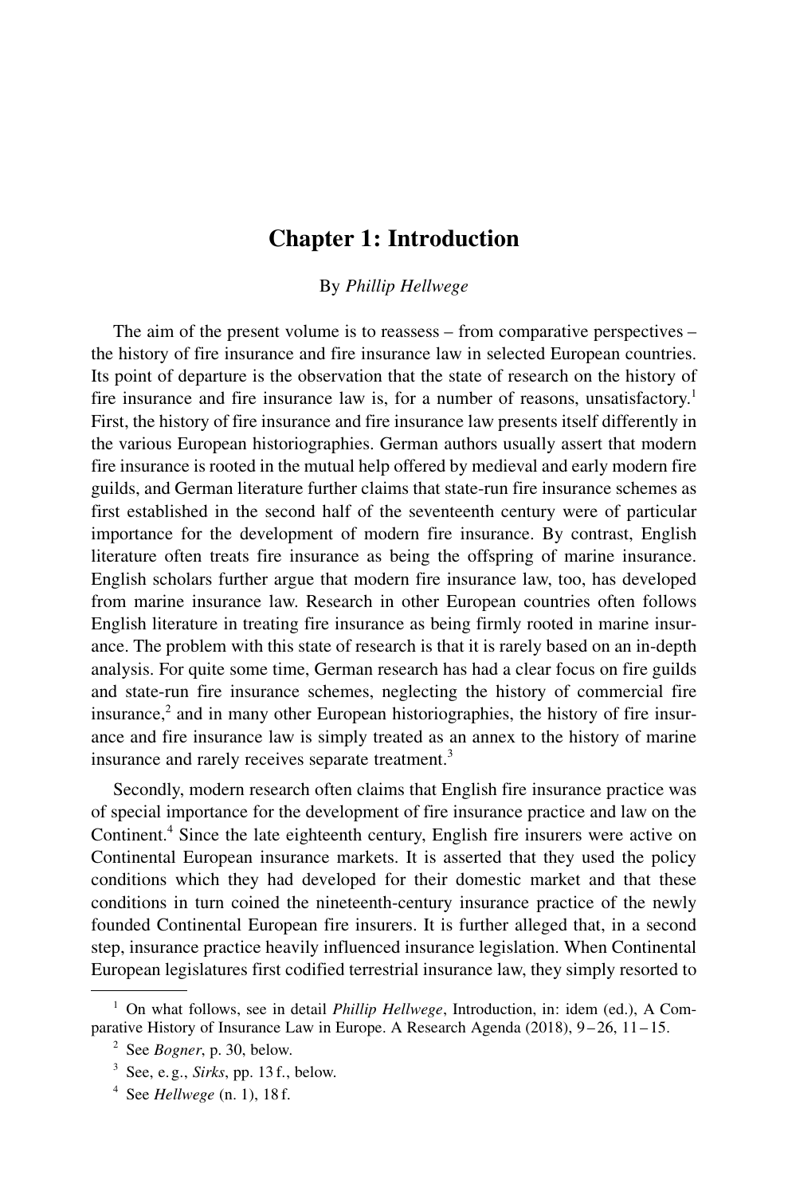# Chapter 1: Introduction

By *Phillip Hellwege*

The aim of the present volume is to reassess – from comparative perspectives – the history of fire insurance and fire insurance law in selected European countries. Its point of departure is the observation that the state of research on the history of fire insurance and fire insurance law is, for a number of reasons, unsatisfactory.[1] First, the history of fire insurance and fire insurance law presents itself differently in the various European historiographies. German authors usually assert that modern fire insurance is rooted in the mutual help offered by medieval and early modern fire guilds, and German literature further claims that state-run fire insurance schemes as first established in the second half of the seventeenth century were of particular importance for the development of modern fire insurance. By contrast, English literature often treats fire insurance as being the offspring of marine insurance. English scholars further argue that modern fire insurance law, too, has developed from marine insurance law. Research in other European countries often follows English literature in treating fire insurance as being firmly rooted in marine insurance. The problem with this state of research is that it is rarely based on an in-depth analysis. For quite some time, German research has had a clear focus on fire guilds and state-run fire insurance schemes, neglecting the history of commercial fire insurance,[2] and in many other European historiographies, the history of fire insurance and fire insurance law is simply treated as an annex to the history of marine insurance and rarely receives separate treatment.[3]

Secondly, modern research often claims that English fire insurance practice was of special importance for the development of fire insurance practice and law on the Continent.[4] Since the late eighteenth century, English fire insurers were active on Continental European insurance markets. It is asserted that they used the policy conditions which they had developed for their domestic market and that these conditions in turn coined the nineteenth-century insurance practice of the newly founded Continental European fire insurers. It is further alleged that, in a second step, insurance practice heavily influenced insurance legislation. When Continental European legislatures first codified terrestrial insurance law, they simply resorted to

---

[1] On what follows, see in detail *Phillip Hellwege*, Introduction, in: idem (ed.), A Comparative History of Insurance Law in Europe. A Research Agenda (2018), 9–26, 11–15.

[2] See *Bogner*, p. 30, below.

[3] See, e. g., *Sirks*, pp. 13 f., below.

[4] See *Hellwege* (n. 1), 18 f.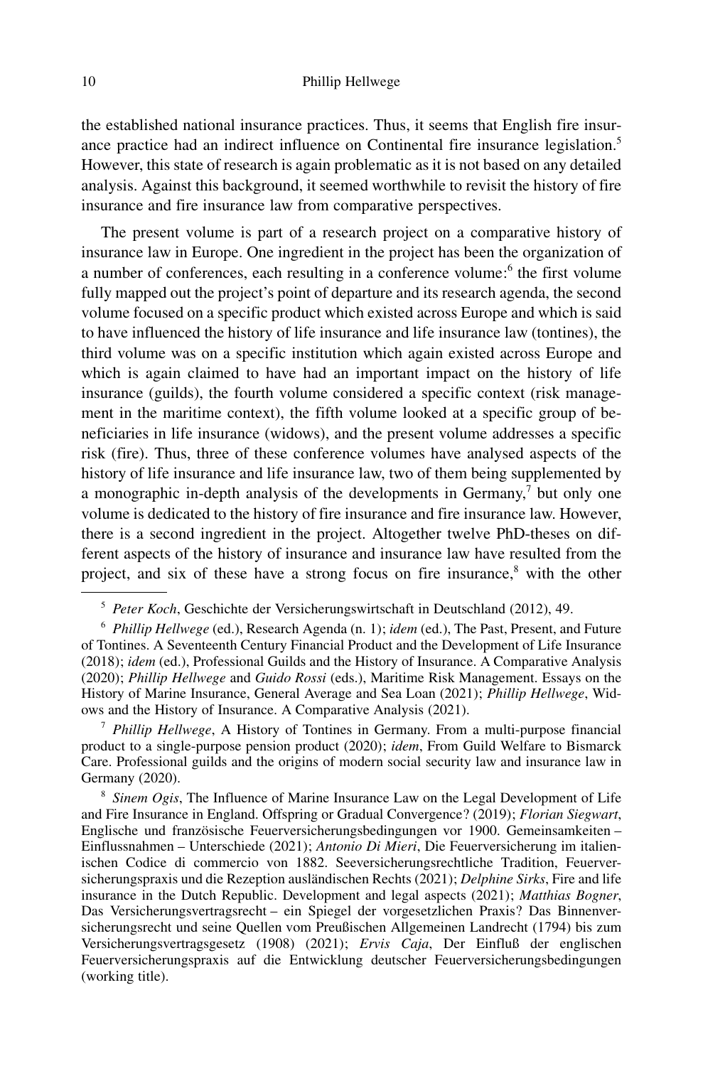the established national insurance practices. Thus, it seems that English fire insurance practice had an indirect influence on Continental fire insurance legislation.[5] However, this state of research is again problematic as it is not based on any detailed analysis. Against this background, it seemed worthwhile to revisit the history of fire insurance and fire insurance law from comparative perspectives.

The present volume is part of a research project on a comparative history of insurance law in Europe. One ingredient in the project has been the organization of a number of conferences, each resulting in a conference volume:[6] the first volume fully mapped out the project's point of departure and its research agenda, the second volume focused on a specific product which existed across Europe and which is said to have influenced the history of life insurance and life insurance law (tontines), the third volume was on a specific institution which again existed across Europe and which is again claimed to have had an important impact on the history of life insurance (guilds), the fourth volume considered a specific context (risk management in the maritime context), the fifth volume looked at a specific group of beneficiaries in life insurance (widows), and the present volume addresses a specific risk (fire). Thus, three of these conference volumes have analysed aspects of the history of life insurance and life insurance law, two of them being supplemented by a monographic in-depth analysis of the developments in Germany,[7] but only one volume is dedicated to the history of fire insurance and fire insurance law. However, there is a second ingredient in the project. Altogether twelve PhD-theses on different aspects of the history of insurance and insurance law have resulted from the project, and six of these have a strong focus on fire insurance,[8] with the other

---

[5] *Peter Koch*, Geschichte der Versicherungswirtschaft in Deutschland (2012), 49.

[6] *Phillip Hellwege* (ed.), Research Agenda (n. 1); *idem* (ed.), The Past, Present, and Future of Tontines. A Seventeenth Century Financial Product and the Development of Life Insurance (2018); *idem* (ed.), Professional Guilds and the History of Insurance. A Comparative Analysis (2020); *Phillip Hellwege* and *Guido Rossi* (eds.), Maritime Risk Management. Essays on the History of Marine Insurance, General Average and Sea Loan (2021); *Phillip Hellwege*, Widows and the History of Insurance. A Comparative Analysis (2021).

[7] *Phillip Hellwege*, A History of Tontines in Germany. From a multi-purpose financial product to a single-purpose pension product (2020); *idem*, From Guild Welfare to Bismarck Care. Professional guilds and the origins of modern social security law and insurance law in Germany (2020).

[8] *Sinem Ogis*, The Influence of Marine Insurance Law on the Legal Development of Life and Fire Insurance in England. Offspring or Gradual Convergence? (2019); *Florian Siegwart*, Englische und französische Feuerversicherungsbedingungen vor 1900. Gemeinsamkeiten – Einflussnahmen – Unterschiede (2021); *Antonio Di Mieri*, Die Feuerversicherung im italienischen Codice di commercio von 1882. Seeversicherungsrechtliche Tradition, Feuerversicherungspraxis und die Rezeption ausländischen Rechts (2021); *Delphine Sirks*, Fire and life insurance in the Dutch Republic. Development and legal aspects (2021); *Matthias Bogner*, Das Versicherungsvertragsrecht – ein Spiegel der vorgesetzlichen Praxis? Das Binnenversicherungsrecht und seine Quellen vom Preußischen Allgemeinen Landrecht (1794) bis zum Versicherungsvertragsgesetz (1908) (2021); *Ervis Caja*, Der Einfluß der englischen Feuerversicherungspraxis auf die Entwicklung deutscher Feuerversicherungsbedingungen (working title).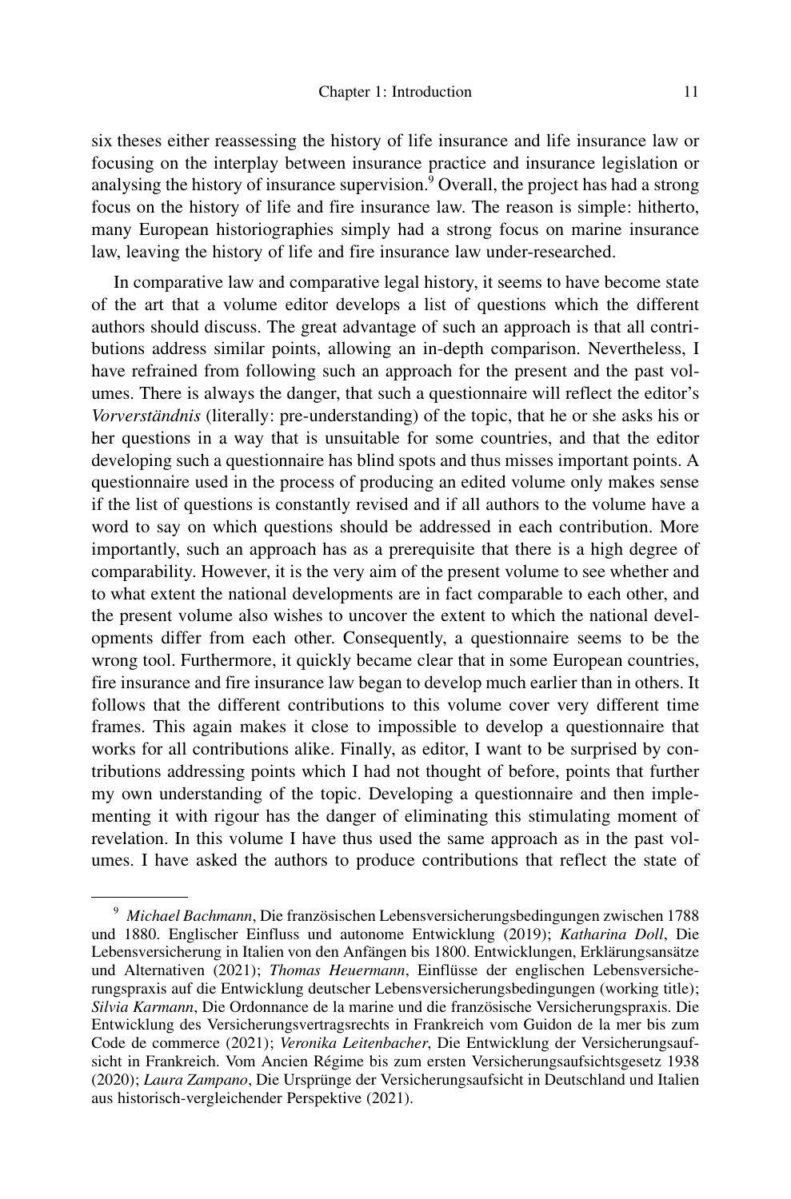six theses either reassessing the history of life insurance and life insurance law or focusing on the interplay between insurance practice and insurance legislation or analysing the history of insurance supervision.[9] Overall, the project has had a strong focus on the history of life and fire insurance law. The reason is simple: hitherto, many European historiographies simply had a strong focus on marine insurance law, leaving the history of life and fire insurance law under-researched.

In comparative law and comparative legal history, it seems to have become state of the art that a volume editor develops a list of questions which the different authors should discuss. The great advantage of such an approach is that all contributions address similar points, allowing an in-depth comparison. Nevertheless, I have refrained from following such an approach for the present and the past volumes. There is always the danger, that such a questionnaire will reflect the editor's *Vorverständnis* (literally: pre-understanding) of the topic, that he or she asks his or her questions in a way that is unsuitable for some countries, and that the editor developing such a questionnaire has blind spots and thus misses important points. A questionnaire used in the process of producing an edited volume only makes sense if the list of questions is constantly revised and if all authors to the volume have a word to say on which questions should be addressed in each contribution. More importantly, such an approach has as a prerequisite that there is a high degree of comparability. However, it is the very aim of the present volume to see whether and to what extent the national developments are in fact comparable to each other, and the present volume also wishes to uncover the extent to which the national developments differ from each other. Consequently, a questionnaire seems to be the wrong tool. Furthermore, it quickly became clear that in some European countries, fire insurance and fire insurance law began to develop much earlier than in others. It follows that the different contributions to this volume cover very different time frames. This again makes it close to impossible to develop a questionnaire that works for all contributions alike. Finally, as editor, I want to be surprised by contributions addressing points which I had not thought of before, points that further my own understanding of the topic. Developing a questionnaire and then implementing it with rigour has the danger of eliminating this stimulating moment of revelation. In this volume I have thus used the same approach as in the past volumes. I have asked the authors to produce contributions that reflect the state of

---

[9] *Michael Bachmann*, Die französischen Lebensversicherungsbedingungen zwischen 1788 und 1880. Englischer Einfluss und autonome Entwicklung (2019); *Katharina Doll*, Die Lebensversicherung in Italien von den Anfängen bis 1800. Entwicklungen, Erklärungsansätze und Alternativen (2021); *Thomas Heuermann*, Einflüsse der englischen Lebensversicherungspraxis auf die Entwicklung deutscher Lebensversicherungsbedingungen (working title); *Silvia Karmann*, Die Ordonnance de la marine und die französische Versicherungspraxis. Die Entwicklung des Versicherungsvertragsrechts in Frankreich vom Guidon de la mer bis zum Code de commerce (2021); *Veronika Leitenbacher*, Die Entwicklung der Versicherungsaufsicht in Frankreich. Vom Ancien Régime bis zum ersten Versicherungsaufsichtsgesetz 1938 (2020); *Laura Zampano*, Die Ursprünge der Versicherungsaufsicht in Deutschland und Italien aus historisch-vergleichender Perspektive (2021).